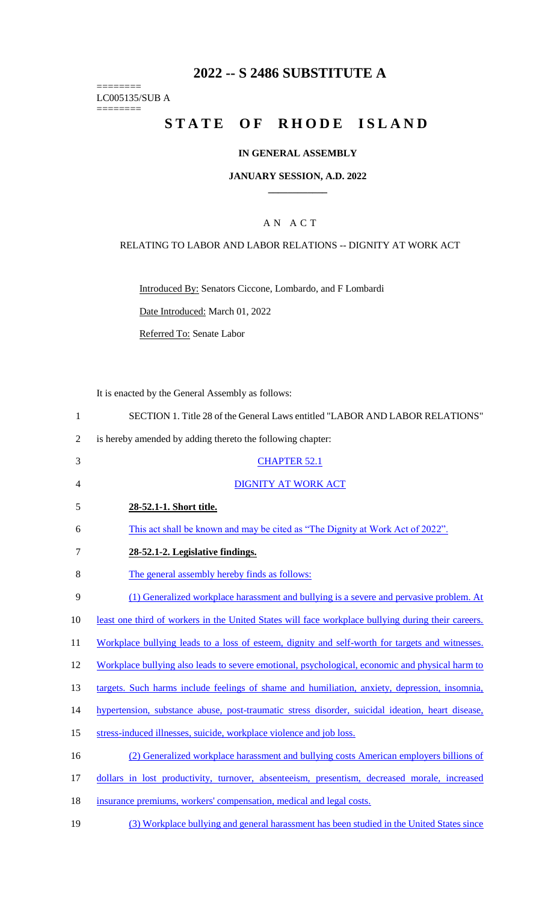# 2022 -- S 2486 SUBSTITUTE A

========
LC005135/SUB A
========

# STATE OF RHODE ISLAND

## IN GENERAL ASSEMBLY

### JANUARY SESSION, A.D. 2022

---

A N A C T

RELATING TO LABOR AND LABOR RELATIONS -- DIGNITY AT WORK ACT

Introduced By: Senators Ciccone, Lombardo, and F Lombardi

Date Introduced: March 01, 2022

Referred To: Senate Labor

It is enacted by the General Assembly as follows:

1 SECTION 1. Title 28 of the General Laws entitled "LABOR AND LABOR RELATIONS"
2 is hereby amended by adding thereto the following chapter:

3 CHAPTER 52.1

4 DIGNITY AT WORK ACT

5 **28-52.1-1. Short title.**

6 This act shall be known and may be cited as "The Dignity at Work Act of 2022".

7 **28-52.1-2. Legislative findings.**

8 The general assembly hereby finds as follows:

9 (1) Generalized workplace harassment and bullying is a severe and pervasive problem. At
10 least one third of workers in the United States will face workplace bullying during their careers.
11 Workplace bullying leads to a loss of esteem, dignity and self-worth for targets and witnesses.
12 Workplace bullying also leads to severe emotional, psychological, economic and physical harm to
13 targets. Such harms include feelings of shame and humiliation, anxiety, depression, insomnia,
14 hypertension, substance abuse, post-traumatic stress disorder, suicidal ideation, heart disease,
15 stress-induced illnesses, suicide, workplace violence and job loss.

16 (2) Generalized workplace harassment and bullying costs American employers billions of
17 dollars in lost productivity, turnover, absenteeism, presentism, decreased morale, increased
18 insurance premiums, workers' compensation, medical and legal costs.

19 (3) Workplace bullying and general harassment has been studied in the United States since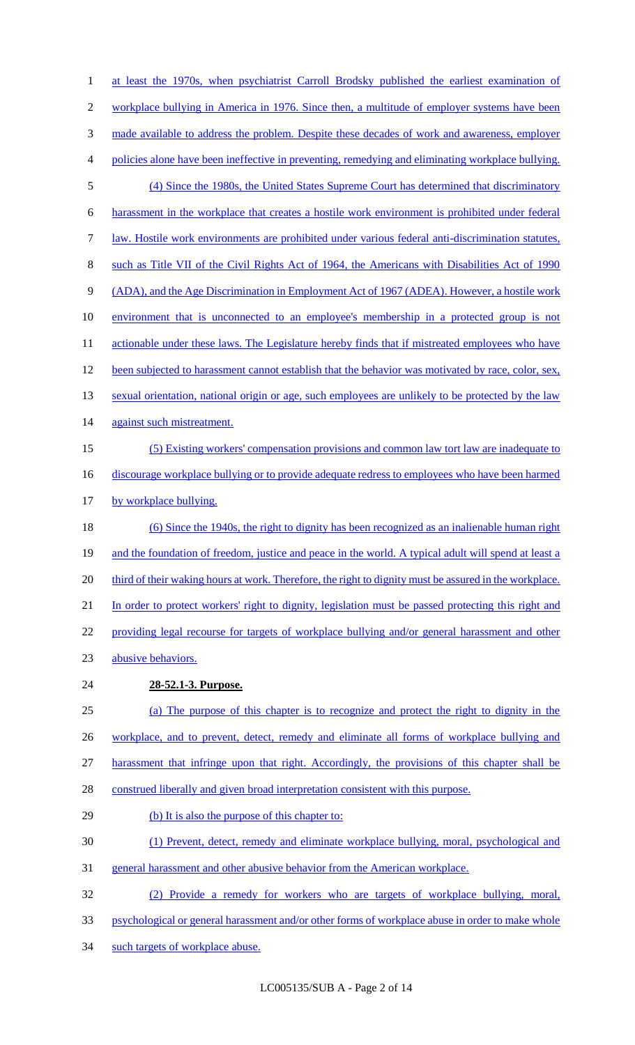at least the 1970s, when psychiatrist Carroll Brodsky published the earliest examination of workplace bullying in America in 1976. Since then, a multitude of employer systems have been made available to address the problem. Despite these decades of work and awareness, employer policies alone have been ineffective in preventing, remedying and eliminating workplace bullying.

(4) Since the 1980s, the United States Supreme Court has determined that discriminatory harassment in the workplace that creates a hostile work environment is prohibited under federal law. Hostile work environments are prohibited under various federal anti-discrimination statutes, such as Title VII of the Civil Rights Act of 1964, the Americans with Disabilities Act of 1990 (ADA), and the Age Discrimination in Employment Act of 1967 (ADEA). However, a hostile work environment that is unconnected to an employee's membership in a protected group is not actionable under these laws. The Legislature hereby finds that if mistreated employees who have been subjected to harassment cannot establish that the behavior was motivated by race, color, sex, sexual orientation, national origin or age, such employees are unlikely to be protected by the law against such mistreatment.

(5) Existing workers' compensation provisions and common law tort law are inadequate to discourage workplace bullying or to provide adequate redress to employees who have been harmed by workplace bullying.

(6) Since the 1940s, the right to dignity has been recognized as an inalienable human right and the foundation of freedom, justice and peace in the world. A typical adult will spend at least a third of their waking hours at work. Therefore, the right to dignity must be assured in the workplace. In order to protect workers' right to dignity, legislation must be passed protecting this right and providing legal recourse for targets of workplace bullying and/or general harassment and other abusive behaviors.

**28-52.1-3. Purpose.**

(a) The purpose of this chapter is to recognize and protect the right to dignity in the workplace, and to prevent, detect, remedy and eliminate all forms of workplace bullying and harassment that infringe upon that right. Accordingly, the provisions of this chapter shall be construed liberally and given broad interpretation consistent with this purpose.

(b) It is also the purpose of this chapter to:

(1) Prevent, detect, remedy and eliminate workplace bullying, moral, psychological and general harassment and other abusive behavior from the American workplace.

(2) Provide a remedy for workers who are targets of workplace bullying, moral, psychological or general harassment and/or other forms of workplace abuse in order to make whole such targets of workplace abuse.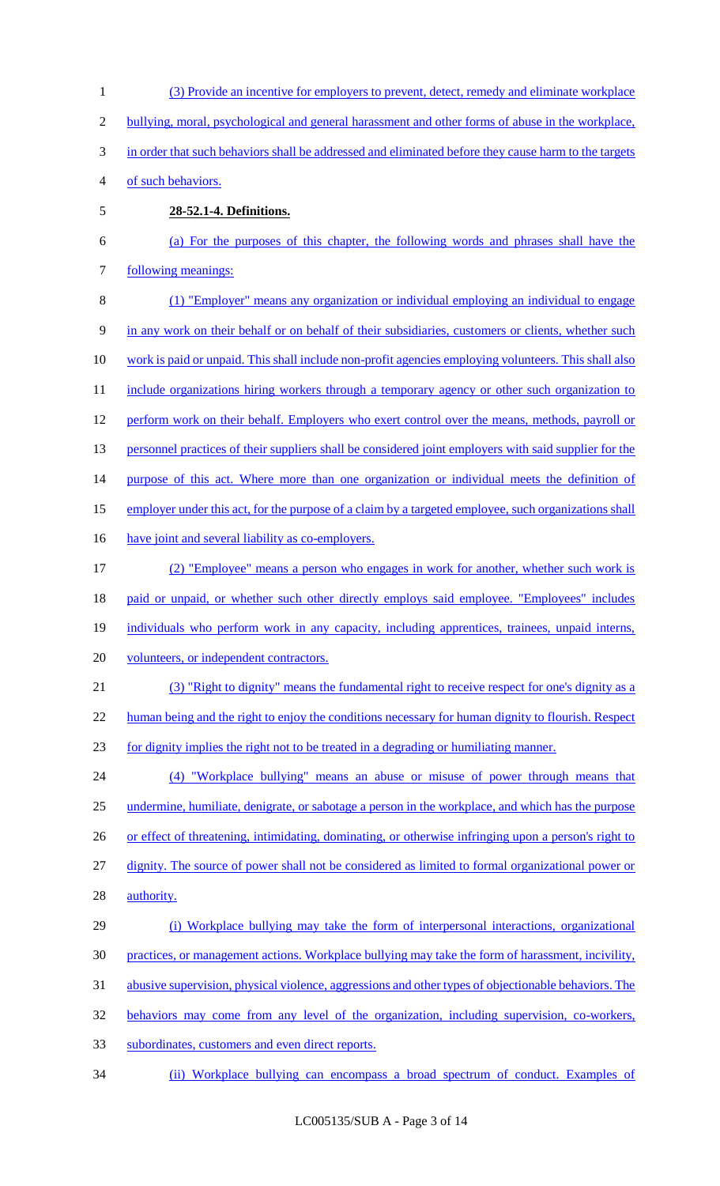(3) Provide an incentive for employers to prevent, detect, remedy and eliminate workplace bullying, moral, psychological and general harassment and other forms of abuse in the workplace, in order that such behaviors shall be addressed and eliminated before they cause harm to the targets of such behaviors.

**28-52.1-4. Definitions.**

(a) For the purposes of this chapter, the following words and phrases shall have the following meanings:

(1) "Employer" means any organization or individual employing an individual to engage in any work on their behalf or on behalf of their subsidiaries, customers or clients, whether such work is paid or unpaid. This shall include non-profit agencies employing volunteers. This shall also include organizations hiring workers through a temporary agency or other such organization to perform work on their behalf. Employers who exert control over the means, methods, payroll or personnel practices of their suppliers shall be considered joint employers with said supplier for the purpose of this act. Where more than one organization or individual meets the definition of employer under this act, for the purpose of a claim by a targeted employee, such organizations shall have joint and several liability as co-employers.

(2) "Employee" means a person who engages in work for another, whether such work is paid or unpaid, or whether such other directly employs said employee. "Employees" includes individuals who perform work in any capacity, including apprentices, trainees, unpaid interns, volunteers, or independent contractors.

(3) "Right to dignity" means the fundamental right to receive respect for one's dignity as a human being and the right to enjoy the conditions necessary for human dignity to flourish. Respect for dignity implies the right not to be treated in a degrading or humiliating manner.

(4) "Workplace bullying" means an abuse or misuse of power through means that undermine, humiliate, denigrate, or sabotage a person in the workplace, and which has the purpose or effect of threatening, intimidating, dominating, or otherwise infringing upon a person's right to dignity. The source of power shall not be considered as limited to formal organizational power or authority.

(i) Workplace bullying may take the form of interpersonal interactions, organizational practices, or management actions. Workplace bullying may take the form of harassment, incivility, abusive supervision, physical violence, aggressions and other types of objectionable behaviors. The behaviors may come from any level of the organization, including supervision, co-workers, subordinates, customers and even direct reports.

(ii) Workplace bullying can encompass a broad spectrum of conduct. Examples of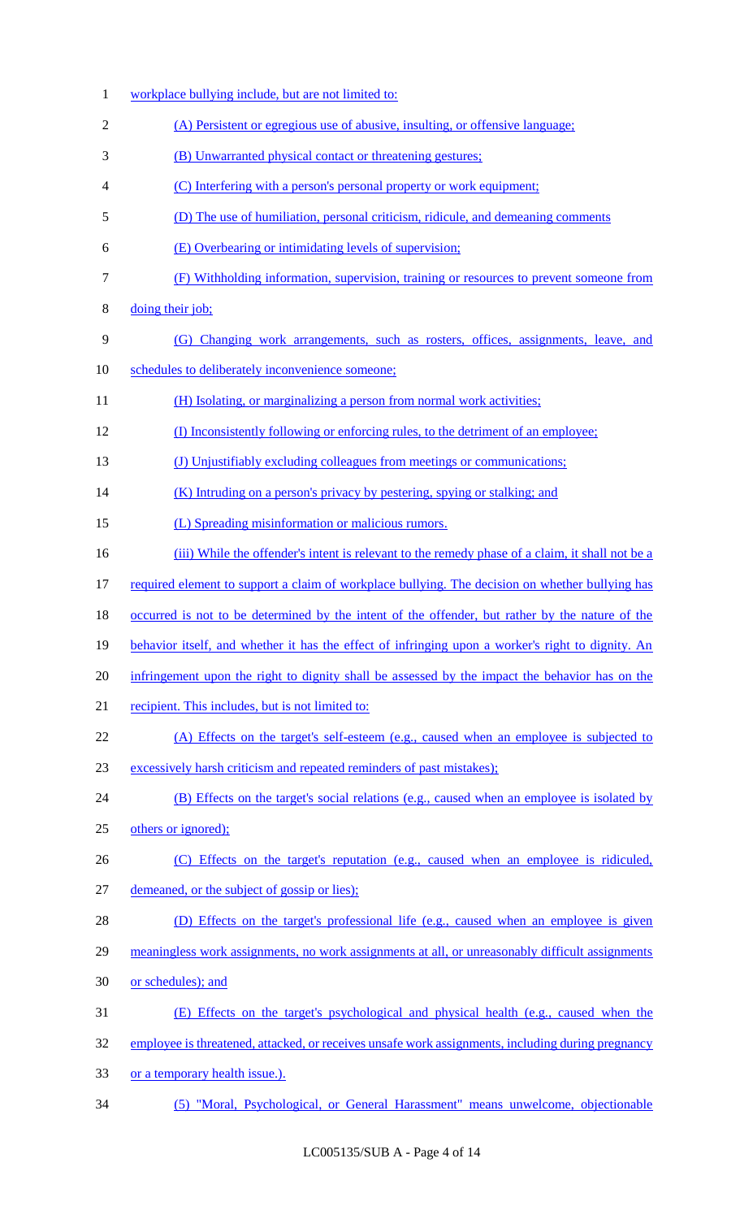workplace bullying include, but are not limited to:

(A) Persistent or egregious use of abusive, insulting, or offensive language;

(B) Unwarranted physical contact or threatening gestures;

(C) Interfering with a person's personal property or work equipment;

(D) The use of humiliation, personal criticism, ridicule, and demeaning comments

(E) Overbearing or intimidating levels of supervision;

(F) Withholding information, supervision, training or resources to prevent someone from doing their job;

(G) Changing work arrangements, such as rosters, offices, assignments, leave, and schedules to deliberately inconvenience someone;

(H) Isolating, or marginalizing a person from normal work activities;

(I) Inconsistently following or enforcing rules, to the detriment of an employee;

(J) Unjustifiably excluding colleagues from meetings or communications;

(K) Intruding on a person's privacy by pestering, spying or stalking; and

(L) Spreading misinformation or malicious rumors.

(iii) While the offender's intent is relevant to the remedy phase of a claim, it shall not be a required element to support a claim of workplace bullying. The decision on whether bullying has occurred is not to be determined by the intent of the offender, but rather by the nature of the behavior itself, and whether it has the effect of infringing upon a worker's right to dignity. An infringement upon the right to dignity shall be assessed by the impact the behavior has on the recipient. This includes, but is not limited to:

(A) Effects on the target's self-esteem (e.g., caused when an employee is subjected to excessively harsh criticism and repeated reminders of past mistakes);

(B) Effects on the target's social relations (e.g., caused when an employee is isolated by others or ignored);

(C) Effects on the target's reputation (e.g., caused when an employee is ridiculed, demeaned, or the subject of gossip or lies);

(D) Effects on the target's professional life (e.g., caused when an employee is given meaningless work assignments, no work assignments at all, or unreasonably difficult assignments or schedules); and

(E) Effects on the target's psychological and physical health (e.g., caused when the employee is threatened, attacked, or receives unsafe work assignments, including during pregnancy or a temporary health issue.).

(5) "Moral, Psychological, or General Harassment" means unwelcome, objectionable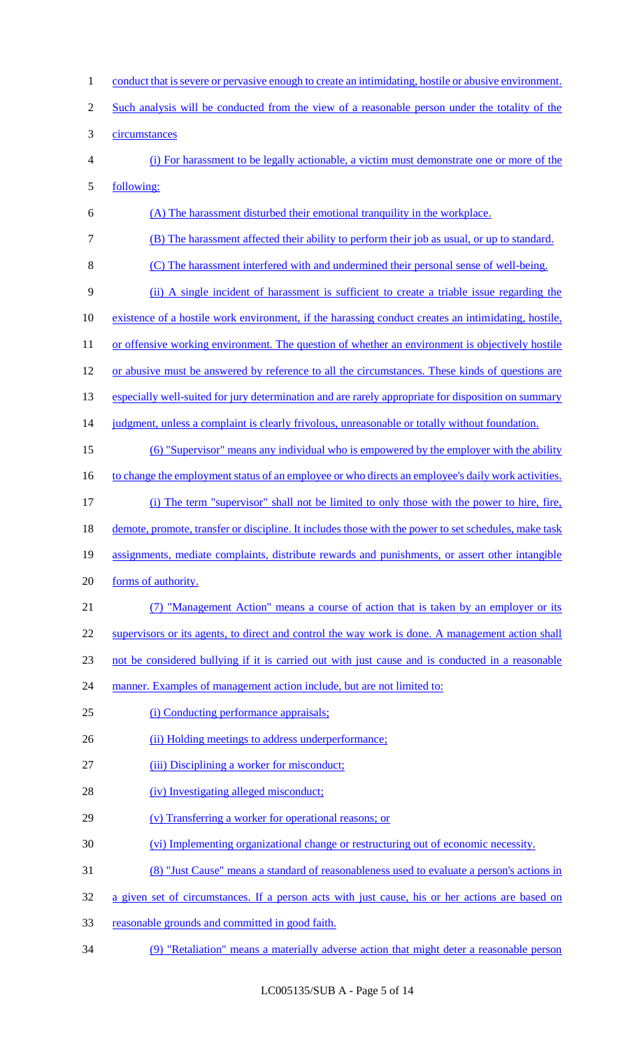conduct that is severe or pervasive enough to create an intimidating, hostile or abusive environment. Such analysis will be conducted from the view of a reasonable person under the totality of the circumstances

(i) For harassment to be legally actionable, a victim must demonstrate one or more of the following:

(A) The harassment disturbed their emotional tranquility in the workplace.

(B) The harassment affected their ability to perform their job as usual, or up to standard.

(C) The harassment interfered with and undermined their personal sense of well-being.

(ii) A single incident of harassment is sufficient to create a triable issue regarding the existence of a hostile work environment, if the harassing conduct creates an intimidating, hostile, or offensive working environment. The question of whether an environment is objectively hostile or abusive must be answered by reference to all the circumstances. These kinds of questions are especially well-suited for jury determination and are rarely appropriate for disposition on summary judgment, unless a complaint is clearly frivolous, unreasonable or totally without foundation.

(6) "Supervisor" means any individual who is empowered by the employer with the ability to change the employment status of an employee or who directs an employee's daily work activities.

(i) The term "supervisor" shall not be limited to only those with the power to hire, fire, demote, promote, transfer or discipline. It includes those with the power to set schedules, make task assignments, mediate complaints, distribute rewards and punishments, or assert other intangible forms of authority.

(7) "Management Action" means a course of action that is taken by an employer or its supervisors or its agents, to direct and control the way work is done. A management action shall not be considered bullying if it is carried out with just cause and is conducted in a reasonable manner. Examples of management action include, but are not limited to:

(i) Conducting performance appraisals;

(ii) Holding meetings to address underperformance;

(iii) Disciplining a worker for misconduct;

(iv) Investigating alleged misconduct;

(v) Transferring a worker for operational reasons; or

(vi) Implementing organizational change or restructuring out of economic necessity.

(8) "Just Cause" means a standard of reasonableness used to evaluate a person's actions in a given set of circumstances. If a person acts with just cause, his or her actions are based on reasonable grounds and committed in good faith.

(9) "Retaliation" means a materially adverse action that might deter a reasonable person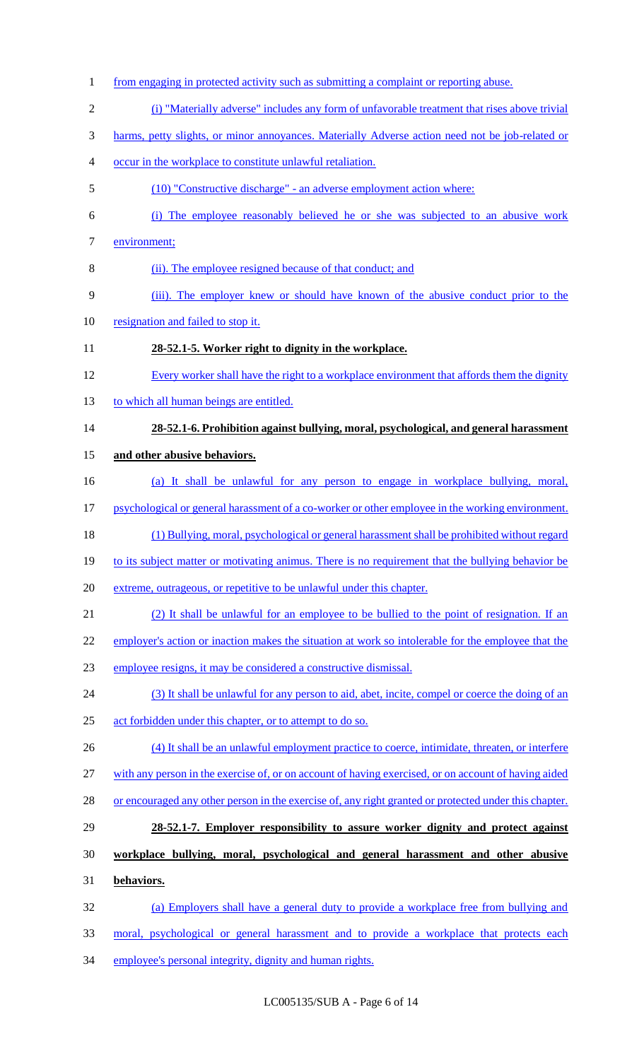from engaging in protected activity such as submitting a complaint or reporting abuse.

(i) "Materially adverse" includes any form of unfavorable treatment that rises above trivial harms, petty slights, or minor annoyances. Materially Adverse action need not be job-related or occur in the workplace to constitute unlawful retaliation.

(10) "Constructive discharge" - an adverse employment action where:

(i) The employee reasonably believed he or she was subjected to an abusive work environment;

(ii). The employee resigned because of that conduct; and

(iii). The employer knew or should have known of the abusive conduct prior to the resignation and failed to stop it.

**28-52.1-5. Worker right to dignity in the workplace.**

Every worker shall have the right to a workplace environment that affords them the dignity to which all human beings are entitled.

**28-52.1-6. Prohibition against bullying, moral, psychological, and general harassment and other abusive behaviors.**

(a) It shall be unlawful for any person to engage in workplace bullying, moral, psychological or general harassment of a co-worker or other employee in the working environment.

(1) Bullying, moral, psychological or general harassment shall be prohibited without regard to its subject matter or motivating animus. There is no requirement that the bullying behavior be extreme, outrageous, or repetitive to be unlawful under this chapter.

(2) It shall be unlawful for an employee to be bullied to the point of resignation. If an employer's action or inaction makes the situation at work so intolerable for the employee that the employee resigns, it may be considered a constructive dismissal.

(3) It shall be unlawful for any person to aid, abet, incite, compel or coerce the doing of an act forbidden under this chapter, or to attempt to do so.

(4) It shall be an unlawful employment practice to coerce, intimidate, threaten, or interfere with any person in the exercise of, or on account of having exercised, or on account of having aided or encouraged any other person in the exercise of, any right granted or protected under this chapter.

**28-52.1-7. Employer responsibility to assure worker dignity and protect against workplace bullying, moral, psychological and general harassment and other abusive behaviors.**

(a) Employers shall have a general duty to provide a workplace free from bullying and moral, psychological or general harassment and to provide a workplace that protects each employee's personal integrity, dignity and human rights.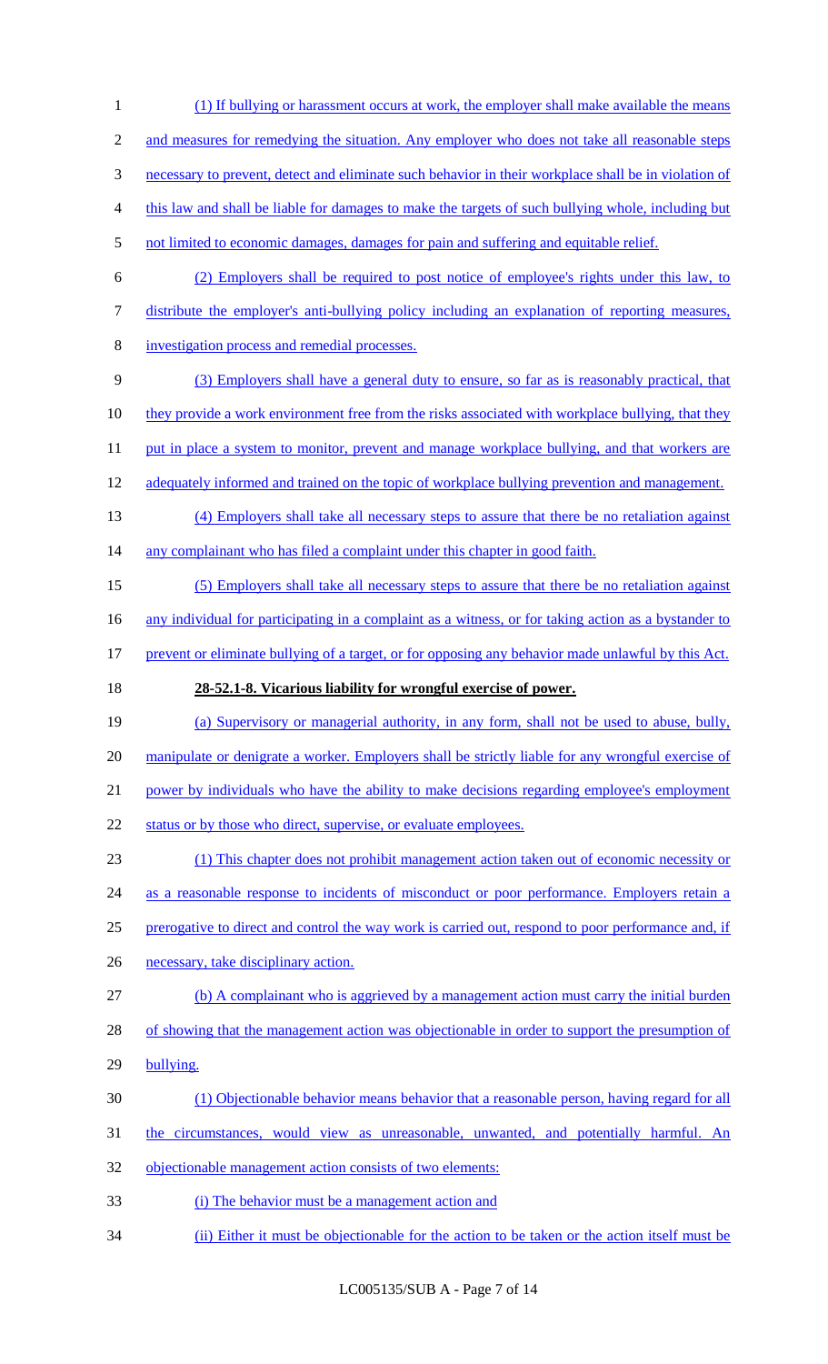(1) If bullying or harassment occurs at work, the employer shall make available the means and measures for remedying the situation. Any employer who does not take all reasonable steps necessary to prevent, detect and eliminate such behavior in their workplace shall be in violation of this law and shall be liable for damages to make the targets of such bullying whole, including but not limited to economic damages, damages for pain and suffering and equitable relief.

(2) Employers shall be required to post notice of employee's rights under this law, to distribute the employer's anti-bullying policy including an explanation of reporting measures, investigation process and remedial processes.

(3) Employers shall have a general duty to ensure, so far as is reasonably practical, that they provide a work environment free from the risks associated with workplace bullying, that they put in place a system to monitor, prevent and manage workplace bullying, and that workers are adequately informed and trained on the topic of workplace bullying prevention and management.

(4) Employers shall take all necessary steps to assure that there be no retaliation against any complainant who has filed a complaint under this chapter in good faith.

(5) Employers shall take all necessary steps to assure that there be no retaliation against any individual for participating in a complaint as a witness, or for taking action as a bystander to prevent or eliminate bullying of a target, or for opposing any behavior made unlawful by this Act.

**28-52.1-8. Vicarious liability for wrongful exercise of power.**

(a) Supervisory or managerial authority, in any form, shall not be used to abuse, bully, manipulate or denigrate a worker. Employers shall be strictly liable for any wrongful exercise of power by individuals who have the ability to make decisions regarding employee's employment status or by those who direct, supervise, or evaluate employees.

(1) This chapter does not prohibit management action taken out of economic necessity or as a reasonable response to incidents of misconduct or poor performance. Employers retain a prerogative to direct and control the way work is carried out, respond to poor performance and, if necessary, take disciplinary action.

(b) A complainant who is aggrieved by a management action must carry the initial burden of showing that the management action was objectionable in order to support the presumption of bullying.

(1) Objectionable behavior means behavior that a reasonable person, having regard for all the circumstances, would view as unreasonable, unwanted, and potentially harmful. An objectionable management action consists of two elements:

(i) The behavior must be a management action and

(ii) Either it must be objectionable for the action to be taken or the action itself must be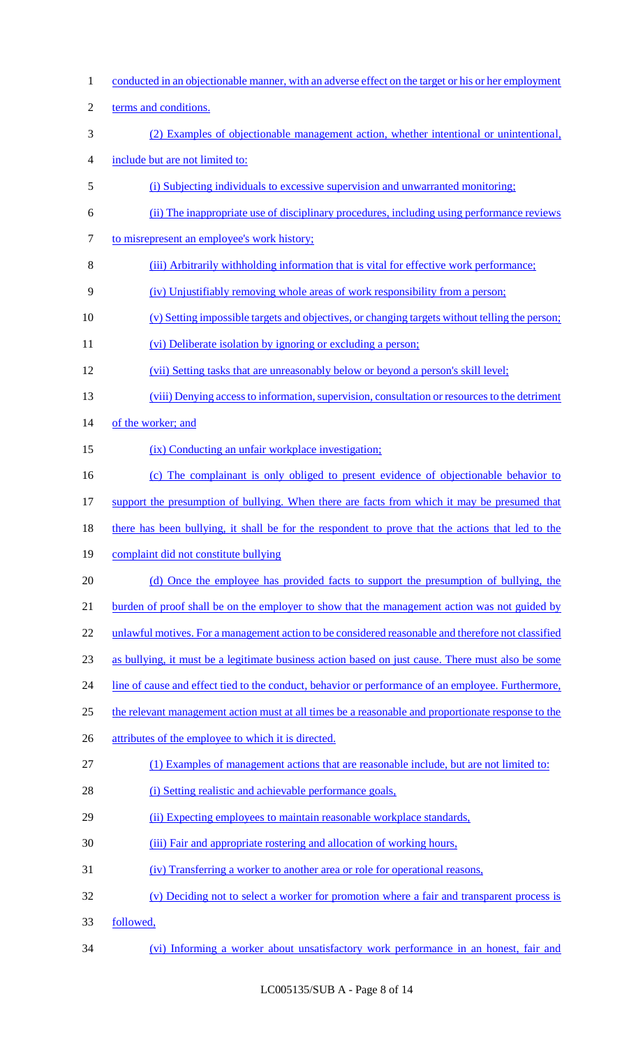conducted in an objectionable manner, with an adverse effect on the target or his or her employment terms and conditions.

(2) Examples of objectionable management action, whether intentional or unintentional, include but are not limited to:

(i) Subjecting individuals to excessive supervision and unwarranted monitoring;

(ii) The inappropriate use of disciplinary procedures, including using performance reviews to misrepresent an employee's work history;

(iii) Arbitrarily withholding information that is vital for effective work performance;

(iv) Unjustifiably removing whole areas of work responsibility from a person;

(v) Setting impossible targets and objectives, or changing targets without telling the person;

(vi) Deliberate isolation by ignoring or excluding a person;

(vii) Setting tasks that are unreasonably below or beyond a person's skill level;

(viii) Denying access to information, supervision, consultation or resources to the detriment of the worker; and

(ix) Conducting an unfair workplace investigation;

(c) The complainant is only obliged to present evidence of objectionable behavior to support the presumption of bullying. When there are facts from which it may be presumed that there has been bullying, it shall be for the respondent to prove that the actions that led to the complaint did not constitute bullying

(d) Once the employee has provided facts to support the presumption of bullying, the burden of proof shall be on the employer to show that the management action was not guided by unlawful motives. For a management action to be considered reasonable and therefore not classified as bullying, it must be a legitimate business action based on just cause. There must also be some line of cause and effect tied to the conduct, behavior or performance of an employee. Furthermore, the relevant management action must at all times be a reasonable and proportionate response to the attributes of the employee to which it is directed.

(1) Examples of management actions that are reasonable include, but are not limited to:

(i) Setting realistic and achievable performance goals,

(ii) Expecting employees to maintain reasonable workplace standards,

(iii) Fair and appropriate rostering and allocation of working hours,

(iv) Transferring a worker to another area or role for operational reasons,

(v) Deciding not to select a worker for promotion where a fair and transparent process is followed,

(vi) Informing a worker about unsatisfactory work performance in an honest, fair and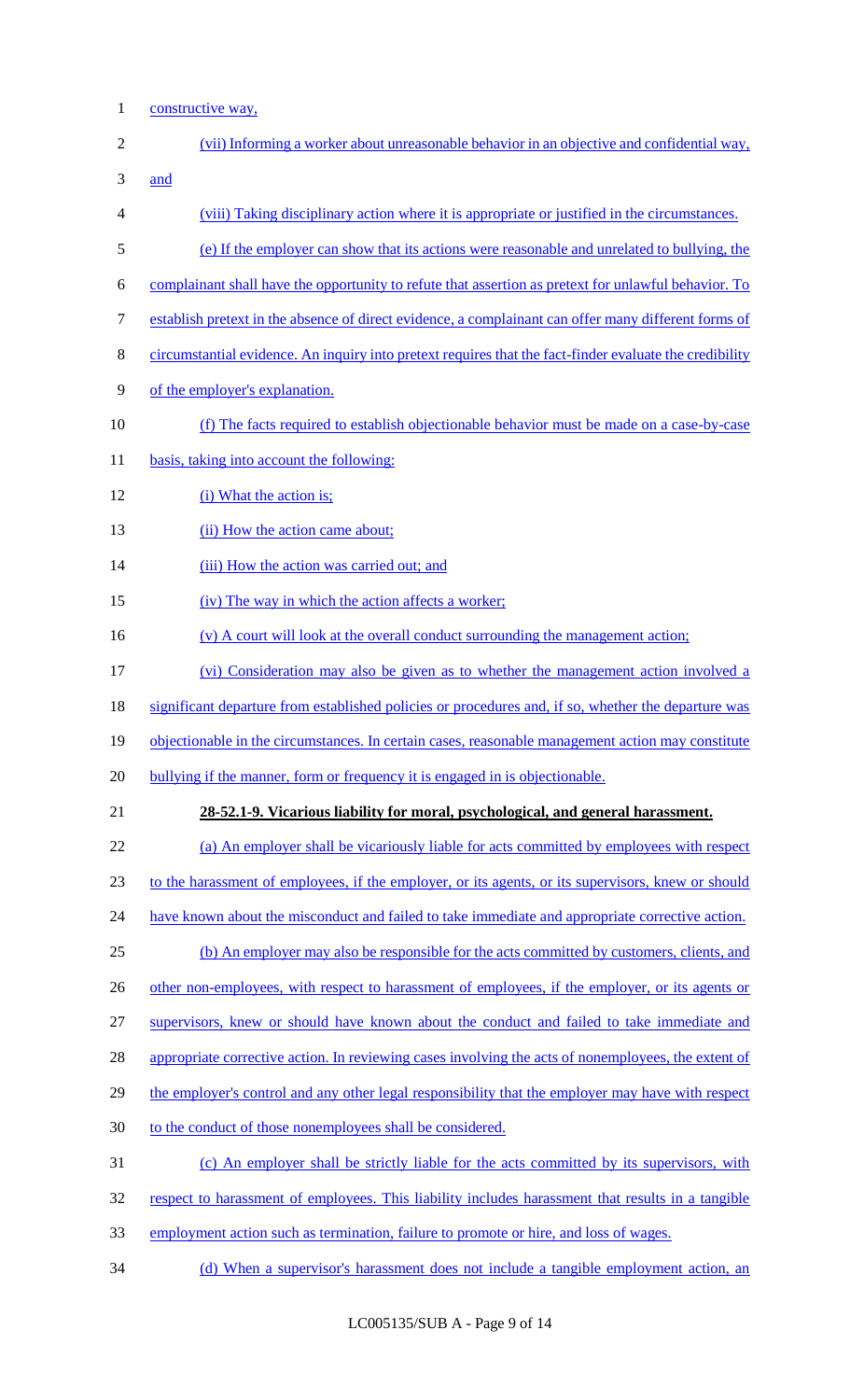constructive way,

(vii) Informing a worker about unreasonable behavior in an objective and confidential way, and

(viii) Taking disciplinary action where it is appropriate or justified in the circumstances.

(e) If the employer can show that its actions were reasonable and unrelated to bullying, the complainant shall have the opportunity to refute that assertion as pretext for unlawful behavior. To establish pretext in the absence of direct evidence, a complainant can offer many different forms of circumstantial evidence. An inquiry into pretext requires that the fact-finder evaluate the credibility of the employer's explanation.

(f) The facts required to establish objectionable behavior must be made on a case-by-case basis, taking into account the following:

(i) What the action is;

(ii) How the action came about;

(iii) How the action was carried out; and

(iv) The way in which the action affects a worker;

(v) A court will look at the overall conduct surrounding the management action;

(vi) Consideration may also be given as to whether the management action involved a significant departure from established policies or procedures and, if so, whether the departure was objectionable in the circumstances. In certain cases, reasonable management action may constitute bullying if the manner, form or frequency it is engaged in is objectionable.

**28-52.1-9. Vicarious liability for moral, psychological, and general harassment.**

(a) An employer shall be vicariously liable for acts committed by employees with respect to the harassment of employees, if the employer, or its agents, or its supervisors, knew or should have known about the misconduct and failed to take immediate and appropriate corrective action.

(b) An employer may also be responsible for the acts committed by customers, clients, and other non-employees, with respect to harassment of employees, if the employer, or its agents or supervisors, knew or should have known about the conduct and failed to take immediate and appropriate corrective action. In reviewing cases involving the acts of nonemployees, the extent of the employer's control and any other legal responsibility that the employer may have with respect to the conduct of those nonemployees shall be considered.

(c) An employer shall be strictly liable for the acts committed by its supervisors, with respect to harassment of employees. This liability includes harassment that results in a tangible employment action such as termination, failure to promote or hire, and loss of wages.

(d) When a supervisor's harassment does not include a tangible employment action, an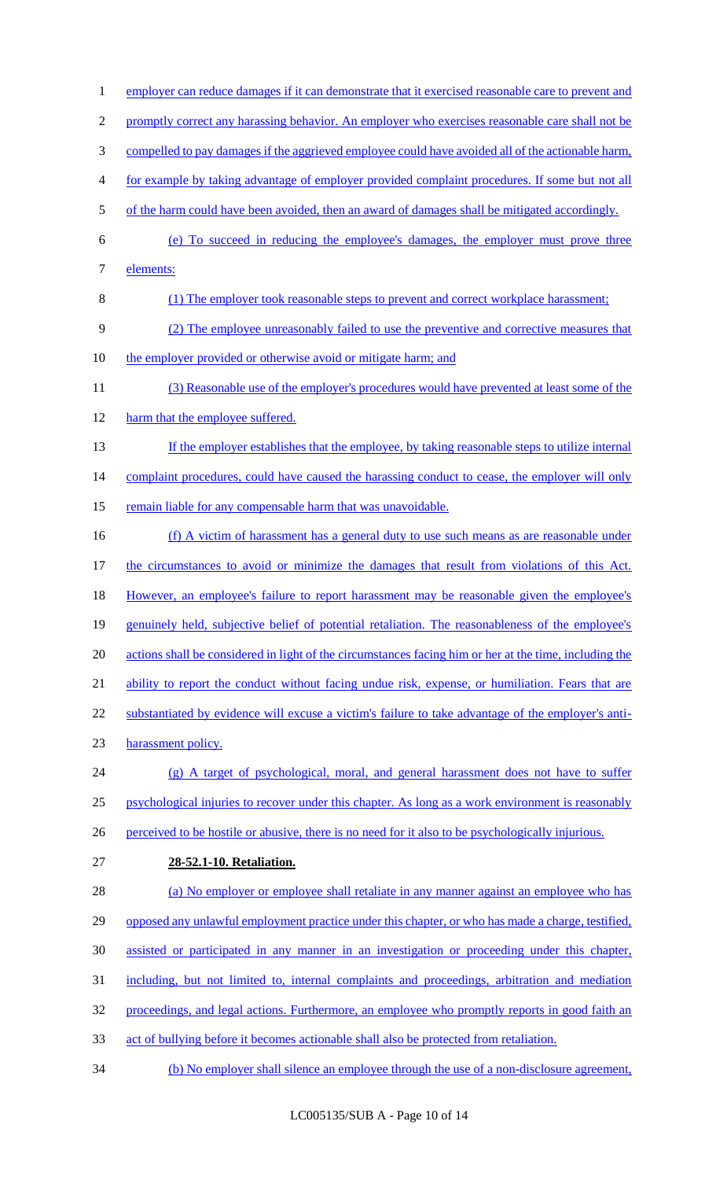employer can reduce damages if it can demonstrate that it exercised reasonable care to prevent and promptly correct any harassing behavior. An employer who exercises reasonable care shall not be compelled to pay damages if the aggrieved employee could have avoided all of the actionable harm, for example by taking advantage of employer provided complaint procedures. If some but not all of the harm could have been avoided, then an award of damages shall be mitigated accordingly.

(e) To succeed in reducing the employee's damages, the employer must prove three elements:

(1) The employer took reasonable steps to prevent and correct workplace harassment;

(2) The employee unreasonably failed to use the preventive and corrective measures that the employer provided or otherwise avoid or mitigate harm; and

(3) Reasonable use of the employer's procedures would have prevented at least some of the harm that the employee suffered.

If the employer establishes that the employee, by taking reasonable steps to utilize internal complaint procedures, could have caused the harassing conduct to cease, the employer will only remain liable for any compensable harm that was unavoidable.

(f) A victim of harassment has a general duty to use such means as are reasonable under the circumstances to avoid or minimize the damages that result from violations of this Act. However, an employee's failure to report harassment may be reasonable given the employee's genuinely held, subjective belief of potential retaliation. The reasonableness of the employee's actions shall be considered in light of the circumstances facing him or her at the time, including the ability to report the conduct without facing undue risk, expense, or humiliation. Fears that are substantiated by evidence will excuse a victim's failure to take advantage of the employer's anti-harassment policy.

(g) A target of psychological, moral, and general harassment does not have to suffer psychological injuries to recover under this chapter. As long as a work environment is reasonably perceived to be hostile or abusive, there is no need for it also to be psychologically injurious.

**28-52.1-10. Retaliation.**

(a) No employer or employee shall retaliate in any manner against an employee who has opposed any unlawful employment practice under this chapter, or who has made a charge, testified, assisted or participated in any manner in an investigation or proceeding under this chapter, including, but not limited to, internal complaints and proceedings, arbitration and mediation proceedings, and legal actions. Furthermore, an employee who promptly reports in good faith an act of bullying before it becomes actionable shall also be protected from retaliation.

(b) No employer shall silence an employee through the use of a non-disclosure agreement,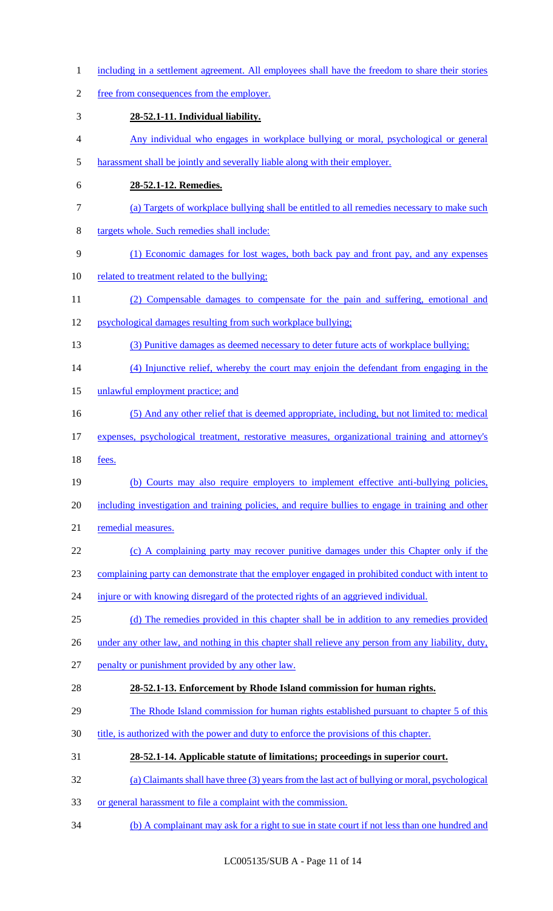including in a settlement agreement. All employees shall have the freedom to share their stories free from consequences from the employer.

**28-52.1-11. Individual liability.**

Any individual who engages in workplace bullying or moral, psychological or general harassment shall be jointly and severally liable along with their employer.

**28-52.1-12. Remedies.**

(a) Targets of workplace bullying shall be entitled to all remedies necessary to make such targets whole. Such remedies shall include:

(1) Economic damages for lost wages, both back pay and front pay, and any expenses related to treatment related to the bullying;

(2) Compensable damages to compensate for the pain and suffering, emotional and psychological damages resulting from such workplace bullying;

(3) Punitive damages as deemed necessary to deter future acts of workplace bullying;

(4) Injunctive relief, whereby the court may enjoin the defendant from engaging in the unlawful employment practice; and

(5) And any other relief that is deemed appropriate, including, but not limited to: medical expenses, psychological treatment, restorative measures, organizational training and attorney's fees.

(b) Courts may also require employers to implement effective anti-bullying policies, including investigation and training policies, and require bullies to engage in training and other remedial measures.

(c) A complaining party may recover punitive damages under this Chapter only if the complaining party can demonstrate that the employer engaged in prohibited conduct with intent to injure or with knowing disregard of the protected rights of an aggrieved individual.

(d) The remedies provided in this chapter shall be in addition to any remedies provided under any other law, and nothing in this chapter shall relieve any person from any liability, duty, penalty or punishment provided by any other law.

**28-52.1-13. Enforcement by Rhode Island commission for human rights.**

The Rhode Island commission for human rights established pursuant to chapter 5 of this title, is authorized with the power and duty to enforce the provisions of this chapter.

**28-52.1-14. Applicable statute of limitations; proceedings in superior court.**

(a) Claimants shall have three (3) years from the last act of bullying or moral, psychological or general harassment to file a complaint with the commission.

(b) A complainant may ask for a right to sue in state court if not less than one hundred and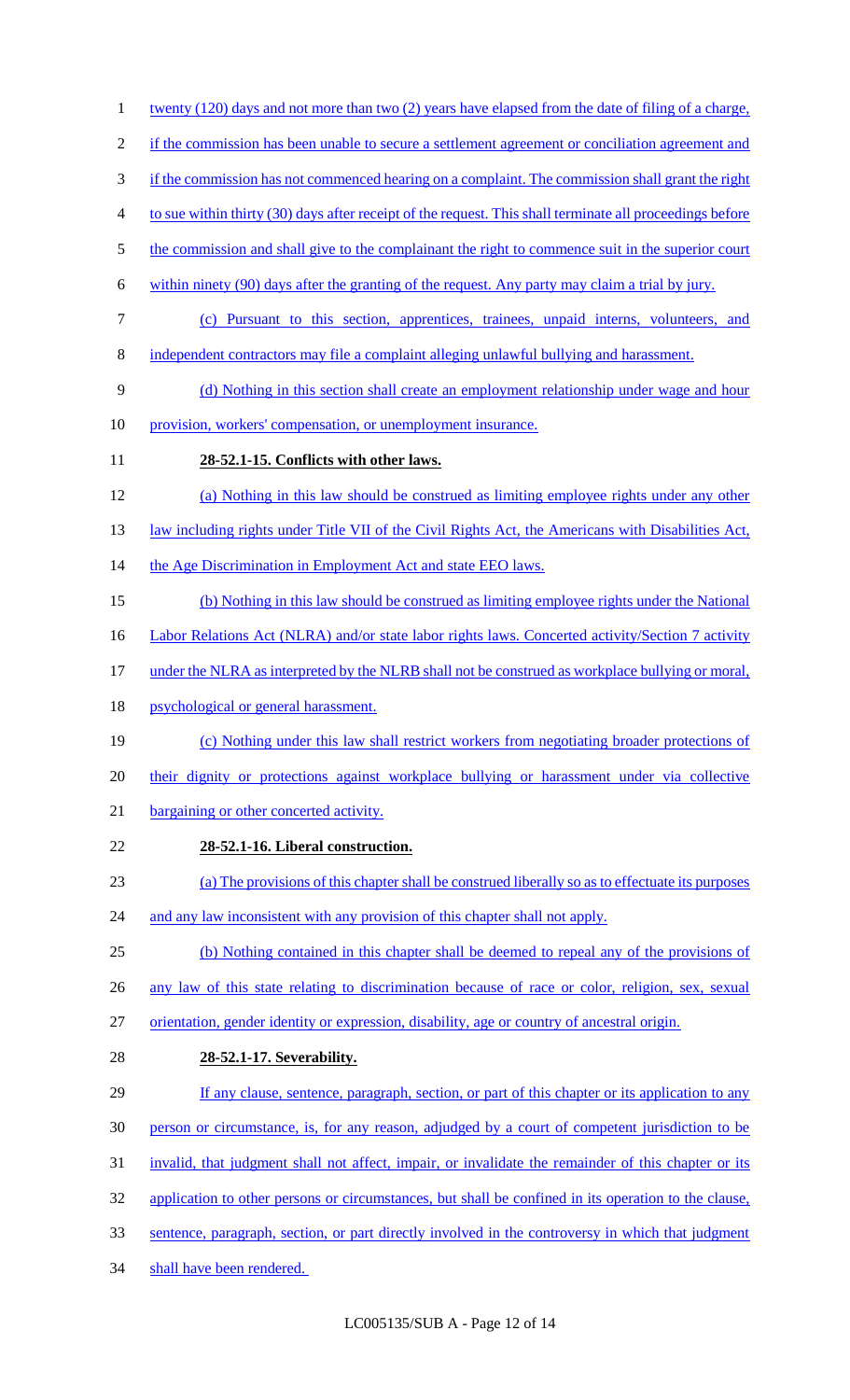twenty (120) days and not more than two (2) years have elapsed from the date of filing of a charge, if the commission has been unable to secure a settlement agreement or conciliation agreement and if the commission has not commenced hearing on a complaint. The commission shall grant the right to sue within thirty (30) days after receipt of the request. This shall terminate all proceedings before the commission and shall give to the complainant the right to commence suit in the superior court within ninety (90) days after the granting of the request. Any party may claim a trial by jury.

(c) Pursuant to this section, apprentices, trainees, unpaid interns, volunteers, and independent contractors may file a complaint alleging unlawful bullying and harassment.

(d) Nothing in this section shall create an employment relationship under wage and hour provision, workers' compensation, or unemployment insurance.

**28-52.1-15. Conflicts with other laws.**

(a) Nothing in this law should be construed as limiting employee rights under any other law including rights under Title VII of the Civil Rights Act, the Americans with Disabilities Act, the Age Discrimination in Employment Act and state EEO laws.

(b) Nothing in this law should be construed as limiting employee rights under the National Labor Relations Act (NLRA) and/or state labor rights laws. Concerted activity/Section 7 activity under the NLRA as interpreted by the NLRB shall not be construed as workplace bullying or moral, psychological or general harassment.

(c) Nothing under this law shall restrict workers from negotiating broader protections of their dignity or protections against workplace bullying or harassment under via collective bargaining or other concerted activity.

**28-52.1-16. Liberal construction.**

(a) The provisions of this chapter shall be construed liberally so as to effectuate its purposes and any law inconsistent with any provision of this chapter shall not apply.

(b) Nothing contained in this chapter shall be deemed to repeal any of the provisions of any law of this state relating to discrimination because of race or color, religion, sex, sexual orientation, gender identity or expression, disability, age or country of ancestral origin.

**28-52.1-17. Severability.**

If any clause, sentence, paragraph, section, or part of this chapter or its application to any person or circumstance, is, for any reason, adjudged by a court of competent jurisdiction to be invalid, that judgment shall not affect, impair, or invalidate the remainder of this chapter or its application to other persons or circumstances, but shall be confined in its operation to the clause, sentence, paragraph, section, or part directly involved in the controversy in which that judgment shall have been rendered.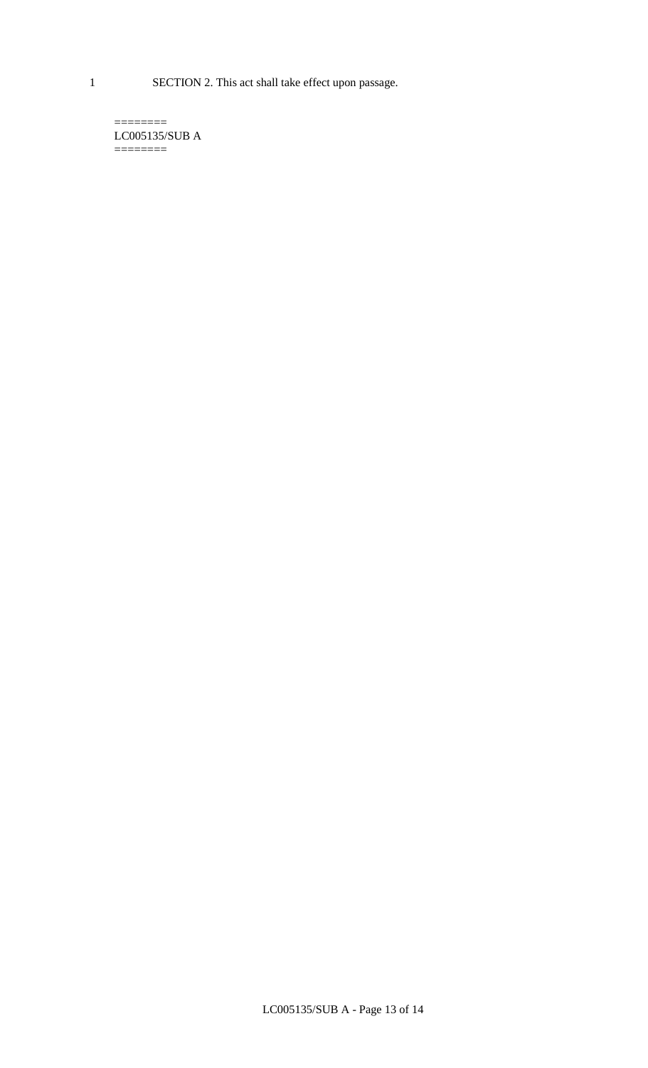SECTION 2. This act shall take effect upon passage.

========
LC005135/SUB A
========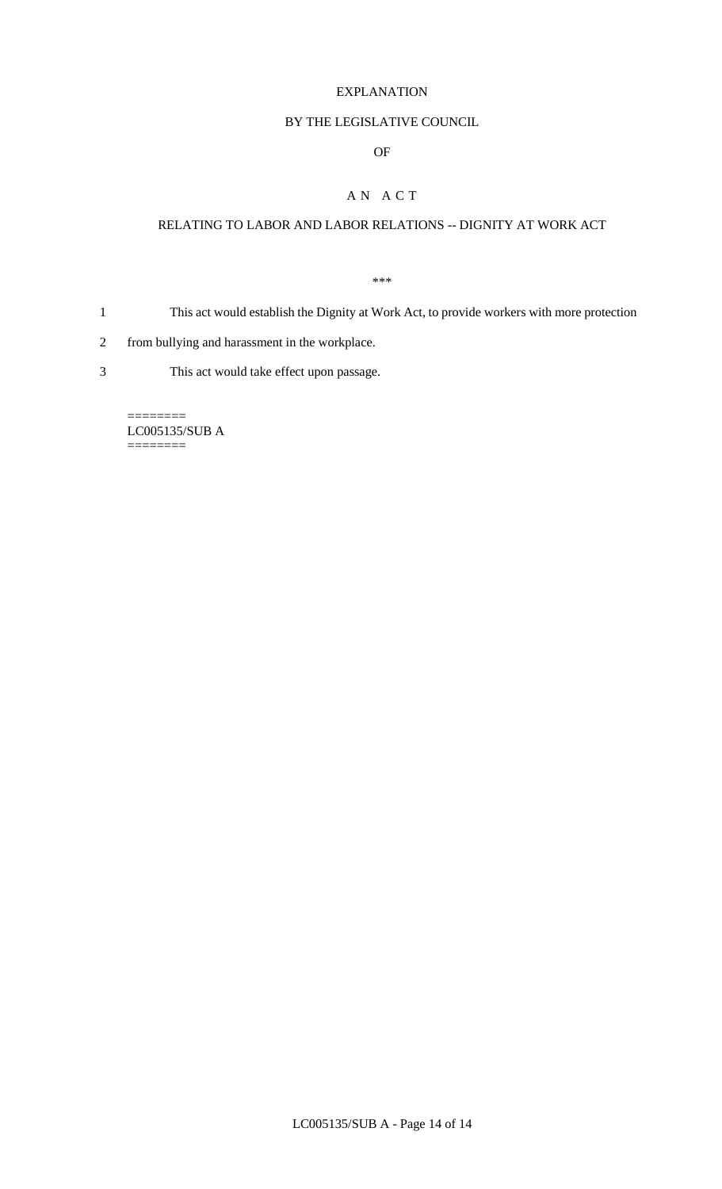EXPLANATION

BY THE LEGISLATIVE COUNCIL

OF

A N A C T

RELATING TO LABOR AND LABOR RELATIONS -- DIGNITY AT WORK ACT

\*\*\*

1 This act would establish the Dignity at Work Act, to provide workers with more protection

2 from bullying and harassment in the workplace.

3 This act would take effect upon passage.

========
LC005135/SUB A
========